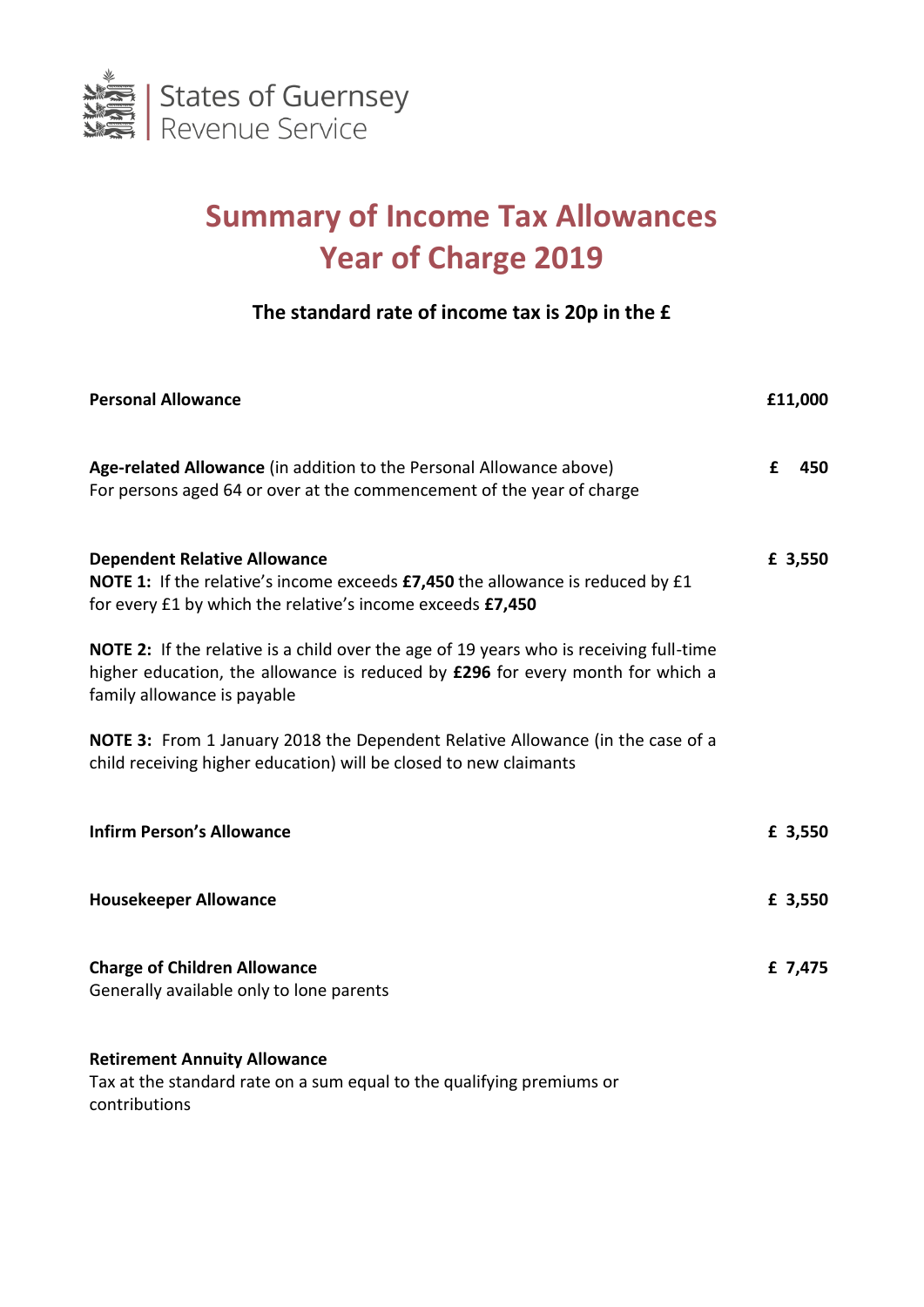States of Guernsey
Revenue Service

# Summary of Income Tax Allowances
# Year of Charge 2019

**The standard rate of income tax is 20p in the £**

**Personal Allowance** — **£11,000**

**Age-related Allowance** (in addition to the Personal Allowance above)
For persons aged 64 or over at the commencement of the year of charge — **£ 450**

**Dependent Relative Allowance** — **£ 3,550**

**NOTE 1:** If the relative's income exceeds **£7,450** the allowance is reduced by £1 for every £1 by which the relative's income exceeds **£7,450**

**NOTE 2:** If the relative is a child over the age of 19 years who is receiving full-time higher education, the allowance is reduced by **£296** for every month for which a family allowance is payable

**NOTE 3:** From 1 January 2018 the Dependent Relative Allowance (in the case of a child receiving higher education) will be closed to new claimants

**Infirm Person's Allowance** — **£ 3,550**

**Housekeeper Allowance** — **£ 3,550**

**Charge of Children Allowance** — **£ 7,475**
Generally available only to lone parents

**Retirement Annuity Allowance**
Tax at the standard rate on a sum equal to the qualifying premiums or contributions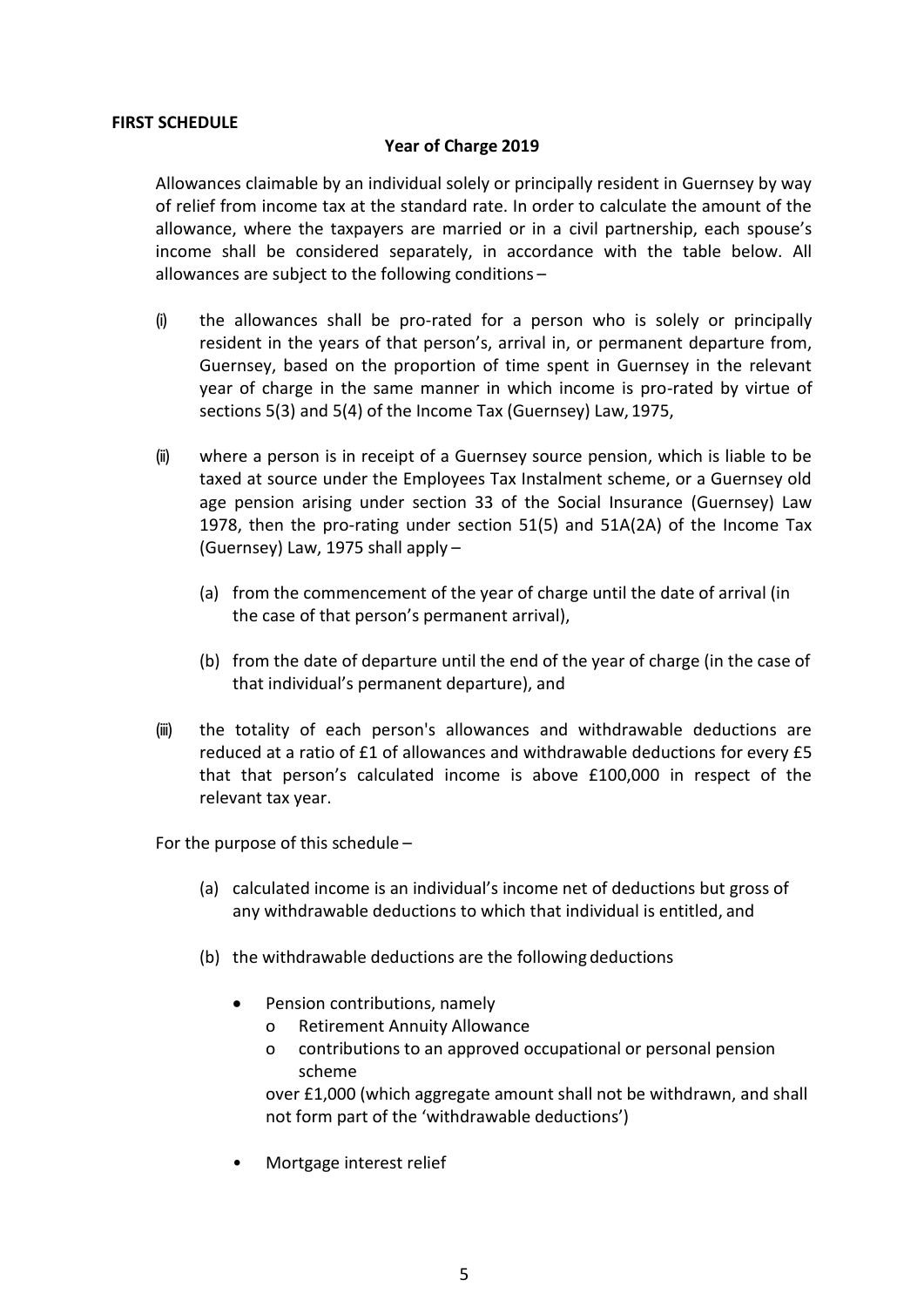**FIRST SCHEDULE**

**Year of Charge 2019**

Allowances claimable by an individual solely or principally resident in Guernsey by way of relief from income tax at the standard rate. In order to calculate the amount of the allowance, where the taxpayers are married or in a civil partnership, each spouse's income shall be considered separately, in accordance with the table below. All allowances are subject to the following conditions –

(i) the allowances shall be pro-rated for a person who is solely or principally resident in the years of that person's, arrival in, or permanent departure from, Guernsey, based on the proportion of time spent in Guernsey in the relevant year of charge in the same manner in which income is pro-rated by virtue of sections 5(3) and 5(4) of the Income Tax (Guernsey) Law, 1975,

(ii) where a person is in receipt of a Guernsey source pension, which is liable to be taxed at source under the Employees Tax Instalment scheme, or a Guernsey old age pension arising under section 33 of the Social Insurance (Guernsey) Law 1978, then the pro-rating under section 51(5) and 51A(2A) of the Income Tax (Guernsey) Law, 1975 shall apply –

   (a) from the commencement of the year of charge until the date of arrival (in the case of that person's permanent arrival),

   (b) from the date of departure until the end of the year of charge (in the case of that individual's permanent departure), and

(iii) the totality of each person's allowances and withdrawable deductions are reduced at a ratio of £1 of allowances and withdrawable deductions for every £5 that that person's calculated income is above £100,000 in respect of the relevant tax year.

For the purpose of this schedule –

(a) calculated income is an individual's income net of deductions but gross of any withdrawable deductions to which that individual is entitled, and

(b) the withdrawable deductions are the following deductions

- Pension contributions, namely
  - Retirement Annuity Allowance
  - contributions to an approved occupational or personal pension scheme

  over £1,000 (which aggregate amount shall not be withdrawn, and shall not form part of the 'withdrawable deductions')

- Mortgage interest relief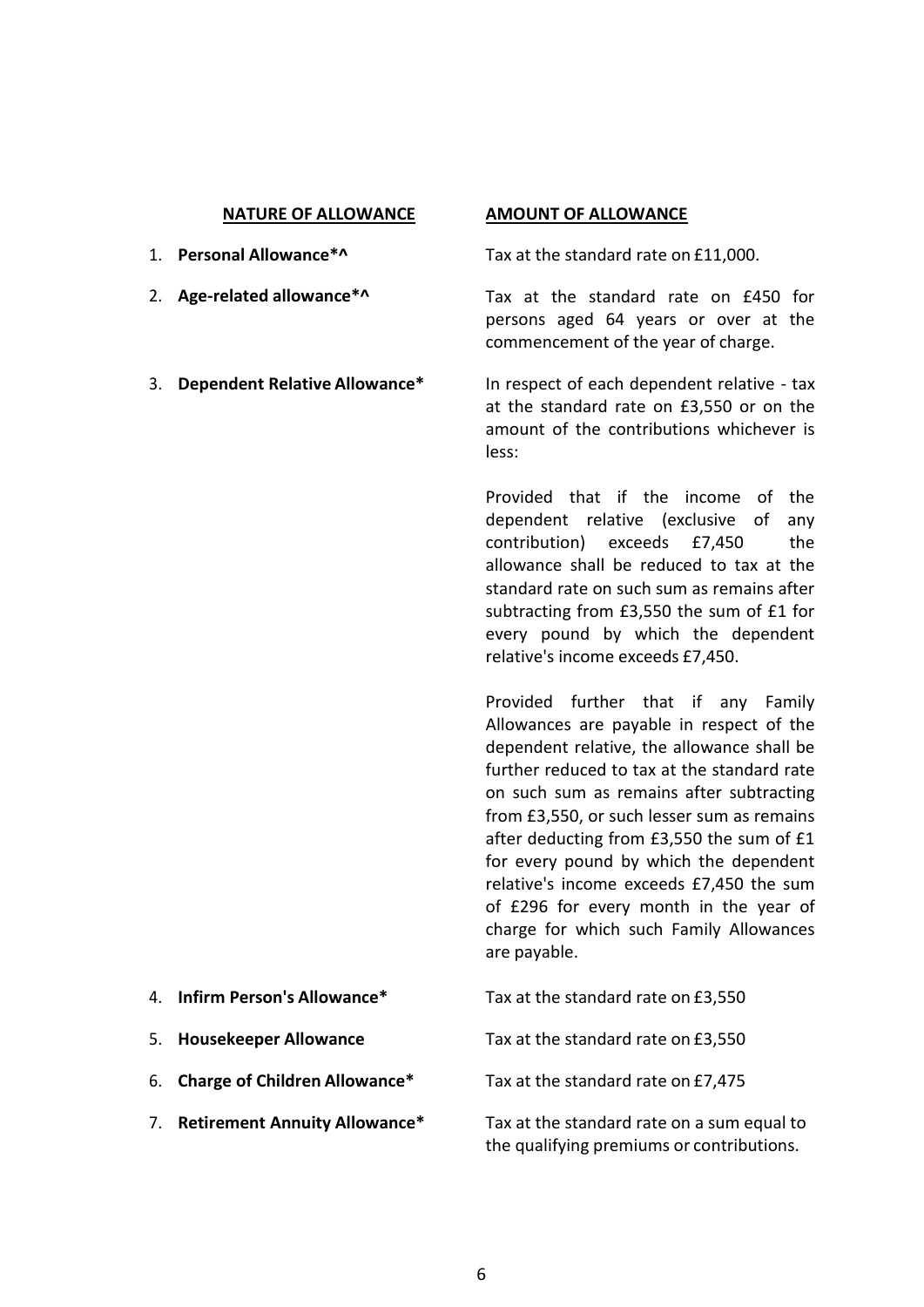| NATURE OF ALLOWANCE | AMOUNT OF ALLOWANCE |
|---|---|
| 1. **Personal Allowance*^** | Tax at the standard rate on £11,000. |
| 2. **Age-related allowance*^** | Tax at the standard rate on £450 for persons aged 64 years or over at the commencement of the year of charge. |
| 3. **Dependent Relative Allowance*** | In respect of each dependent relative - tax at the standard rate on £3,550 or on the amount of the contributions whichever is less:<br><br>Provided that if the income of the dependent relative (exclusive of any contribution) exceeds £7,450 the allowance shall be reduced to tax at the standard rate on such sum as remains after subtracting from £3,550 the sum of £1 for every pound by which the dependent relative's income exceeds £7,450.<br><br>Provided further that if any Family Allowances are payable in respect of the dependent relative, the allowance shall be further reduced to tax at the standard rate on such sum as remains after subtracting from £3,550, or such lesser sum as remains after deducting from £3,550 the sum of £1 for every pound by which the dependent relative's income exceeds £7,450 the sum of £296 for every month in the year of charge for which such Family Allowances are payable. |
| 4. **Infirm Person's Allowance*** | Tax at the standard rate on £3,550 |
| 5. **Housekeeper Allowance** | Tax at the standard rate on £3,550 |
| 6. **Charge of Children Allowance*** | Tax at the standard rate on £7,475 |
| 7. **Retirement Annuity Allowance*** | Tax at the standard rate on a sum equal to the qualifying premiums or contributions. |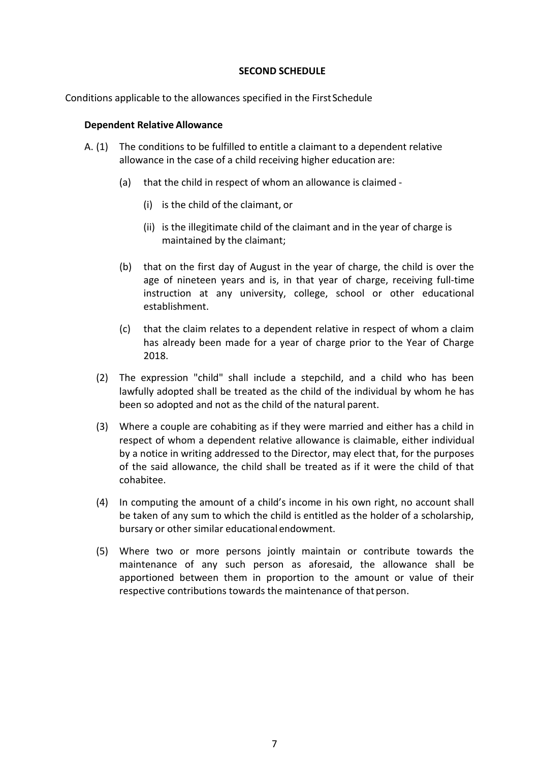## SECOND SCHEDULE

Conditions applicable to the allowances specified in the First Schedule

### Dependent Relative Allowance

A. (1) The conditions to be fulfilled to entitle a claimant to a dependent relative allowance in the case of a child receiving higher education are:

(a) that the child in respect of whom an allowance is claimed -

(i) is the child of the claimant, or

(ii) is the illegitimate child of the claimant and in the year of charge is maintained by the claimant;

(b) that on the first day of August in the year of charge, the child is over the age of nineteen years and is, in that year of charge, receiving full-time instruction at any university, college, school or other educational establishment.

(c) that the claim relates to a dependent relative in respect of whom a claim has already been made for a year of charge prior to the Year of Charge 2018.

(2) The expression "child" shall include a stepchild, and a child who has been lawfully adopted shall be treated as the child of the individual by whom he has been so adopted and not as the child of the natural parent.

(3) Where a couple are cohabiting as if they were married and either has a child in respect of whom a dependent relative allowance is claimable, either individual by a notice in writing addressed to the Director, may elect that, for the purposes of the said allowance, the child shall be treated as if it were the child of that cohabitee.

(4) In computing the amount of a child's income in his own right, no account shall be taken of any sum to which the child is entitled as the holder of a scholarship, bursary or other similar educational endowment.

(5) Where two or more persons jointly maintain or contribute towards the maintenance of any such person as aforesaid, the allowance shall be apportioned between them in proportion to the amount or value of their respective contributions towards the maintenance of that person.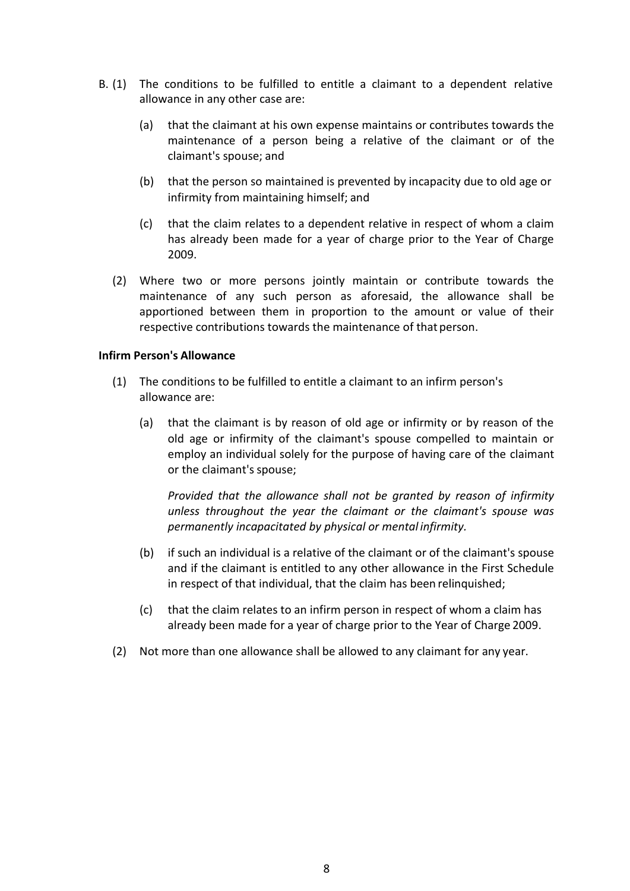B. (1) The conditions to be fulfilled to entitle a claimant to a dependent relative allowance in any other case are:

   (a) that the claimant at his own expense maintains or contributes towards the maintenance of a person being a relative of the claimant or of the claimant's spouse; and

   (b) that the person so maintained is prevented by incapacity due to old age or infirmity from maintaining himself; and

   (c) that the claim relates to a dependent relative in respect of whom a claim has already been made for a year of charge prior to the Year of Charge 2009.

(2) Where two or more persons jointly maintain or contribute towards the maintenance of any such person as aforesaid, the allowance shall be apportioned between them in proportion to the amount or value of their respective contributions towards the maintenance of that person.

**Infirm Person's Allowance**

(1) The conditions to be fulfilled to entitle a claimant to an infirm person's allowance are:

   (a) that the claimant is by reason of old age or infirmity or by reason of the old age or infirmity of the claimant's spouse compelled to maintain or employ an individual solely for the purpose of having care of the claimant or the claimant's spouse;

   *Provided that the allowance shall not be granted by reason of infirmity unless throughout the year the claimant or the claimant's spouse was permanently incapacitated by physical or mental infirmity.*

   (b) if such an individual is a relative of the claimant or of the claimant's spouse and if the claimant is entitled to any other allowance in the First Schedule in respect of that individual, that the claim has been relinquished;

   (c) that the claim relates to an infirm person in respect of whom a claim has already been made for a year of charge prior to the Year of Charge 2009.

(2) Not more than one allowance shall be allowed to any claimant for any year.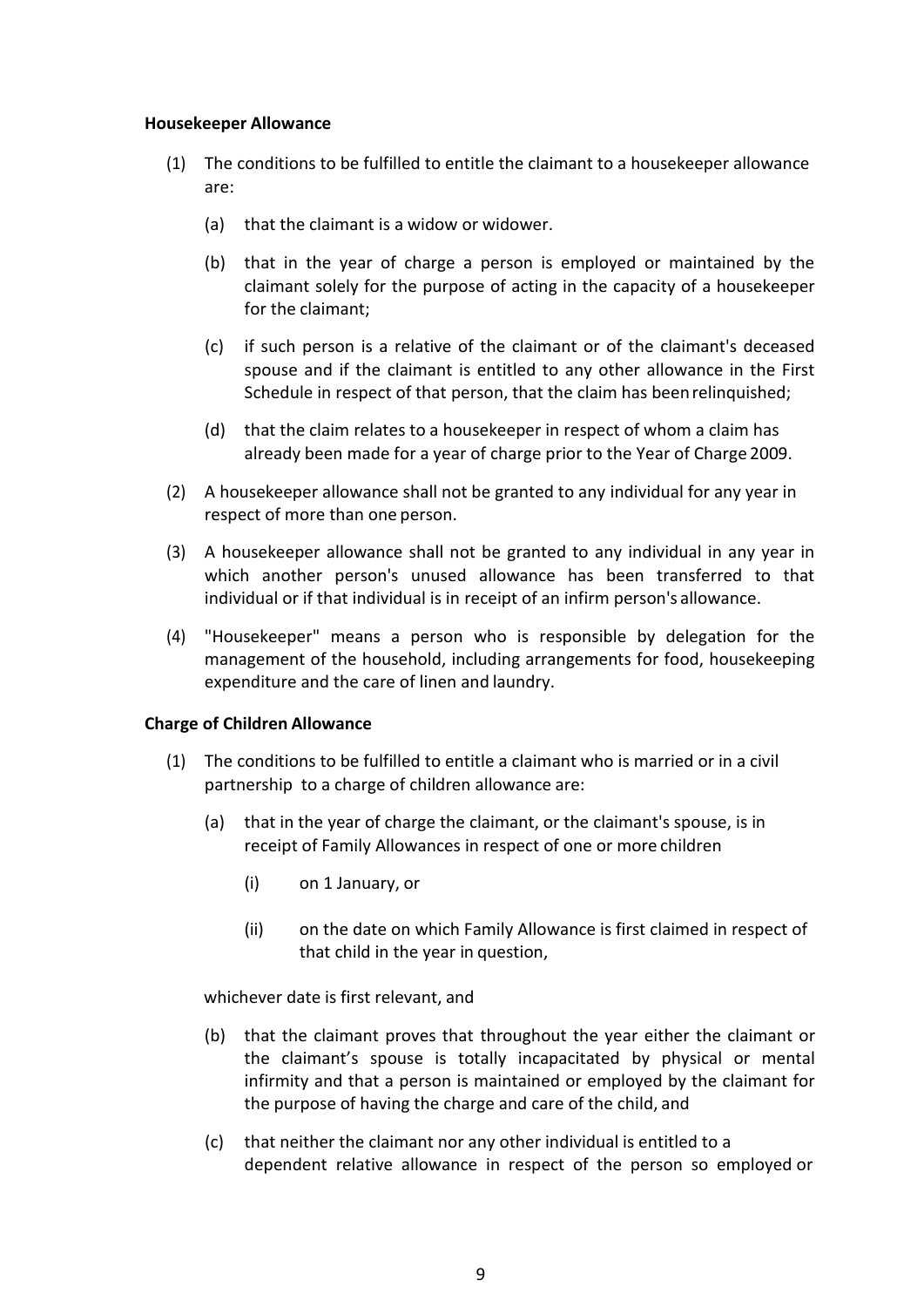**Housekeeper Allowance**

(1) The conditions to be fulfilled to entitle the claimant to a housekeeper allowance are:

   (a) that the claimant is a widow or widower.

   (b) that in the year of charge a person is employed or maintained by the claimant solely for the purpose of acting in the capacity of a housekeeper for the claimant;

   (c) if such person is a relative of the claimant or of the claimant's deceased spouse and if the claimant is entitled to any other allowance in the First Schedule in respect of that person, that the claim has been relinquished;

   (d) that the claim relates to a housekeeper in respect of whom a claim has already been made for a year of charge prior to the Year of Charge 2009.

(2) A housekeeper allowance shall not be granted to any individual for any year in respect of more than one person.

(3) A housekeeper allowance shall not be granted to any individual in any year in which another person's unused allowance has been transferred to that individual or if that individual is in receipt of an infirm person's allowance.

(4) "Housekeeper" means a person who is responsible by delegation for the management of the household, including arrangements for food, housekeeping expenditure and the care of linen and laundry.

**Charge of Children Allowance**

(1) The conditions to be fulfilled to entitle a claimant who is married or in a civil partnership to a charge of children allowance are:

   (a) that in the year of charge the claimant, or the claimant's spouse, is in receipt of Family Allowances in respect of one or more children

      (i) on 1 January, or

      (ii) on the date on which Family Allowance is first claimed in respect of that child in the year in question,

   whichever date is first relevant, and

   (b) that the claimant proves that throughout the year either the claimant or the claimant's spouse is totally incapacitated by physical or mental infirmity and that a person is maintained or employed by the claimant for the purpose of having the charge and care of the child, and

   (c) that neither the claimant nor any other individual is entitled to a dependent relative allowance in respect of the person so employed or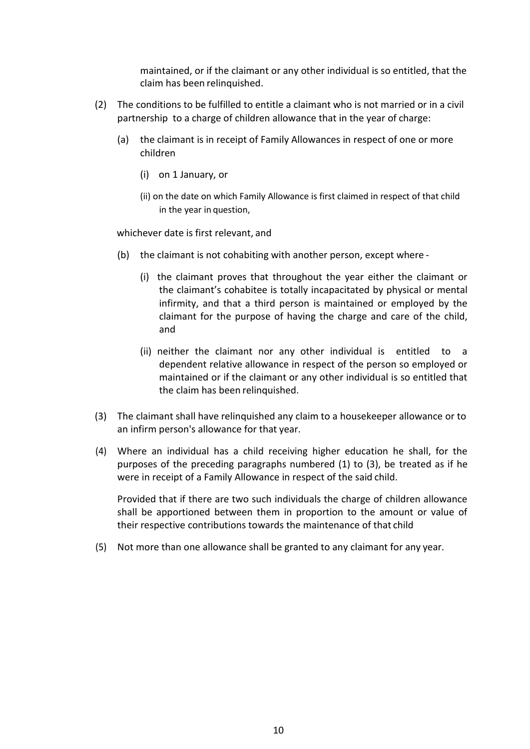maintained, or if the claimant or any other individual is so entitled, that the claim has been relinquished.

(2) The conditions to be fulfilled to entitle a claimant who is not married or in a civil partnership to a charge of children allowance that in the year of charge:

  (a) the claimant is in receipt of Family Allowances in respect of one or more children

    (i) on 1 January, or

    (ii) on the date on which Family Allowance is first claimed in respect of that child in the year in question,

  whichever date is first relevant, and

  (b) the claimant is not cohabiting with another person, except where -

    (i) the claimant proves that throughout the year either the claimant or the claimant's cohabitee is totally incapacitated by physical or mental infirmity, and that a third person is maintained or employed by the claimant for the purpose of having the charge and care of the child, and

    (ii) neither the claimant nor any other individual is entitled to a dependent relative allowance in respect of the person so employed or maintained or if the claimant or any other individual is so entitled that the claim has been relinquished.

(3) The claimant shall have relinquished any claim to a housekeeper allowance or to an infirm person's allowance for that year.

(4) Where an individual has a child receiving higher education he shall, for the purposes of the preceding paragraphs numbered (1) to (3), be treated as if he were in receipt of a Family Allowance in respect of the said child.

  Provided that if there are two such individuals the charge of children allowance shall be apportioned between them in proportion to the amount or value of their respective contributions towards the maintenance of that child

(5) Not more than one allowance shall be granted to any claimant for any year.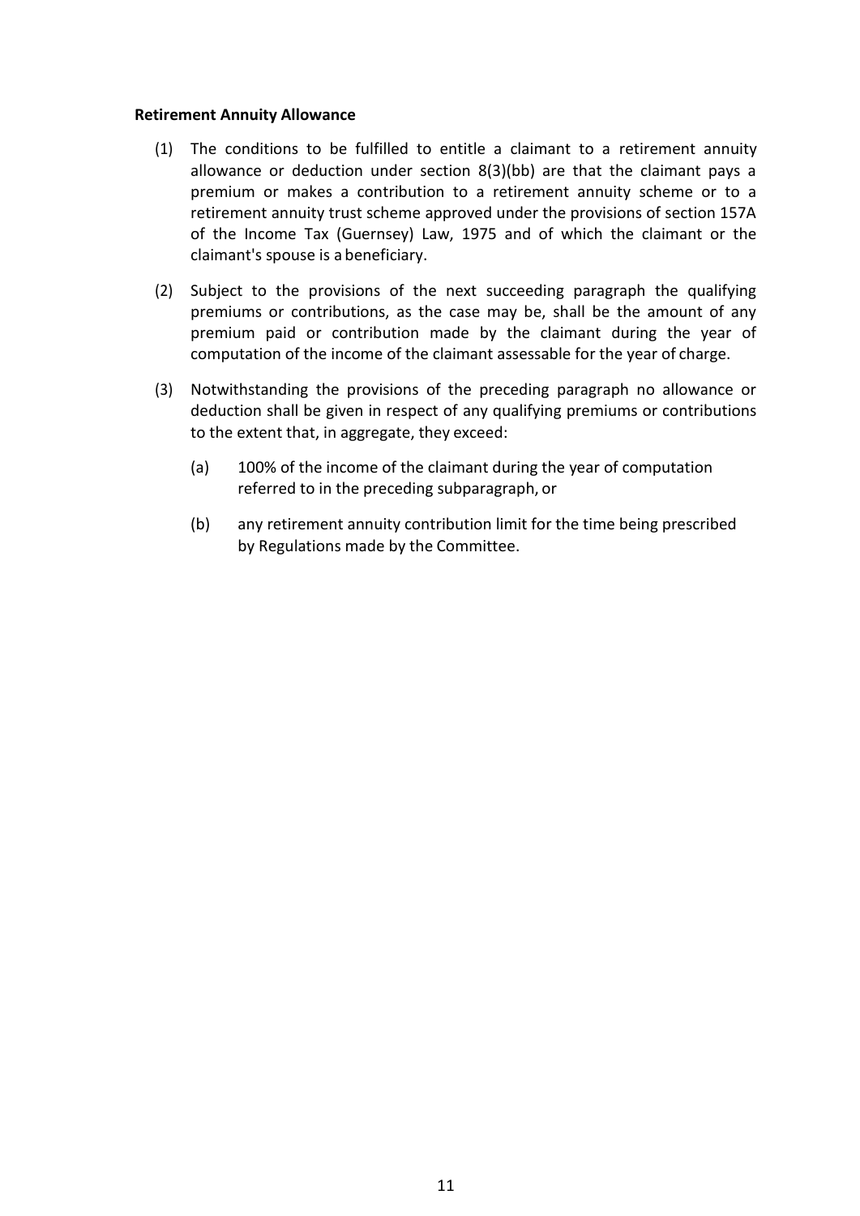**Retirement Annuity Allowance**

(1) The conditions to be fulfilled to entitle a claimant to a retirement annuity allowance or deduction under section 8(3)(bb) are that the claimant pays a premium or makes a contribution to a retirement annuity scheme or to a retirement annuity trust scheme approved under the provisions of section 157A of the Income Tax (Guernsey) Law, 1975 and of which the claimant or the claimant's spouse is a beneficiary.

(2) Subject to the provisions of the next succeeding paragraph the qualifying premiums or contributions, as the case may be, shall be the amount of any premium paid or contribution made by the claimant during the year of computation of the income of the claimant assessable for the year of charge.

(3) Notwithstanding the provisions of the preceding paragraph no allowance or deduction shall be given in respect of any qualifying premiums or contributions to the extent that, in aggregate, they exceed:

   (a) 100% of the income of the claimant during the year of computation referred to in the preceding subparagraph, or

   (b) any retirement annuity contribution limit for the time being prescribed by Regulations made by the Committee.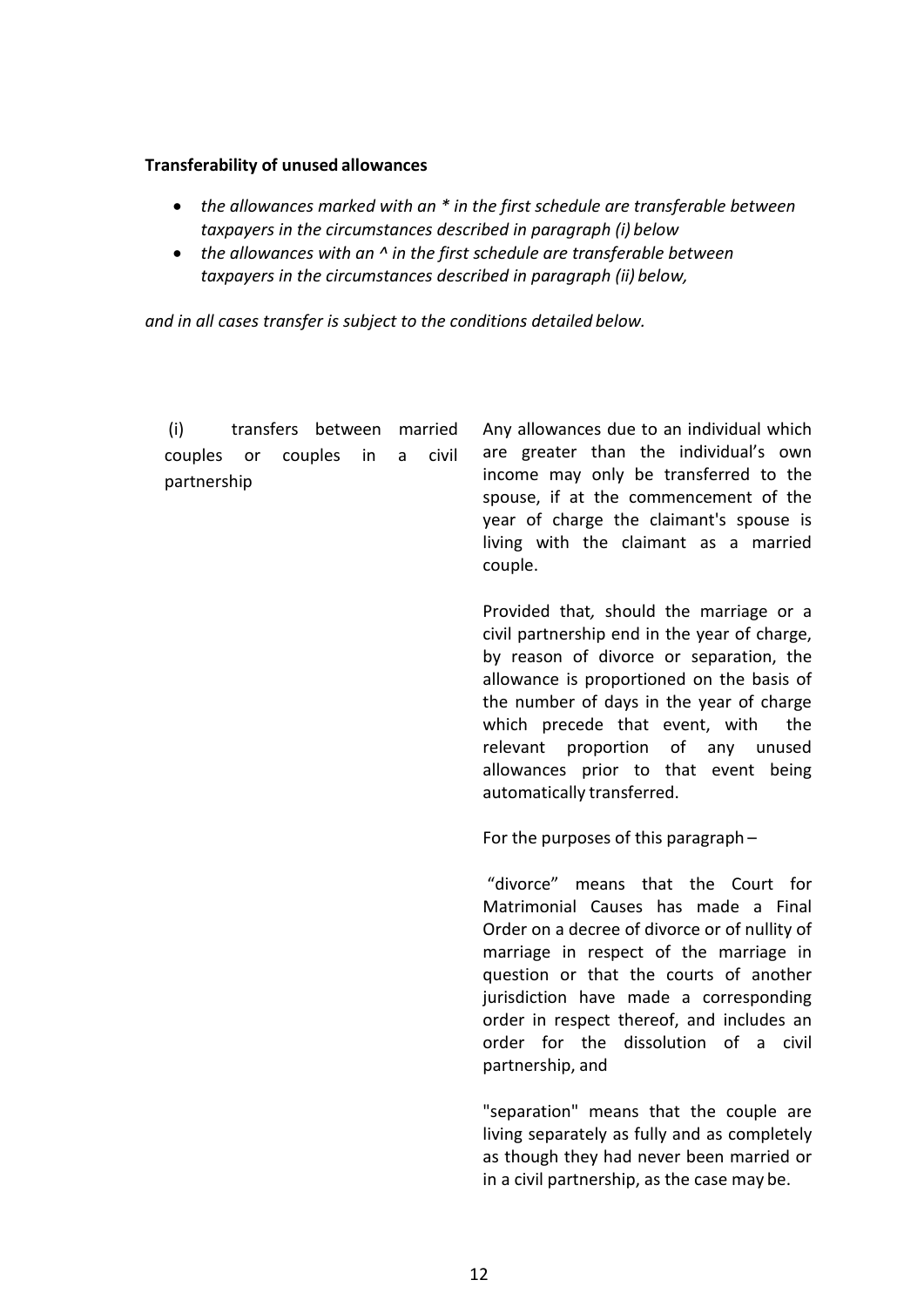**Transferability of unused allowances**

- *the allowances marked with an * in the first schedule are transferable between taxpayers in the circumstances described in paragraph (i) below*
- *the allowances with an ^ in the first schedule are transferable between taxpayers in the circumstances described in paragraph (ii) below,*

*and in all cases transfer is subject to the conditions detailed below.*

| | |
|---|---|
| (i) transfers between married couples or couples in a civil partnership | Any allowances due to an individual which are greater than the individual's own income may only be transferred to the spouse, if at the commencement of the year of charge the claimant's spouse is living with the claimant as a married couple.<br><br>Provided that*,* should the marriage or a civil partnership end in the year of charge, by reason of divorce or separation, the allowance is proportioned on the basis of the number of days in the year of charge which precede that event, with the relevant proportion of any unused allowances prior to that event being automatically transferred.<br><br>For the purposes of this paragraph –<br><br>"divorce" means that the Court for Matrimonial Causes has made a Final Order on a decree of divorce or of nullity of marriage in respect of the marriage in question or that the courts of another jurisdiction have made a corresponding order in respect thereof, and includes an order for the dissolution of a civil partnership, and<br><br>"separation" means that the couple are living separately as fully and as completely as though they had never been married or in a civil partnership, as the case may be. |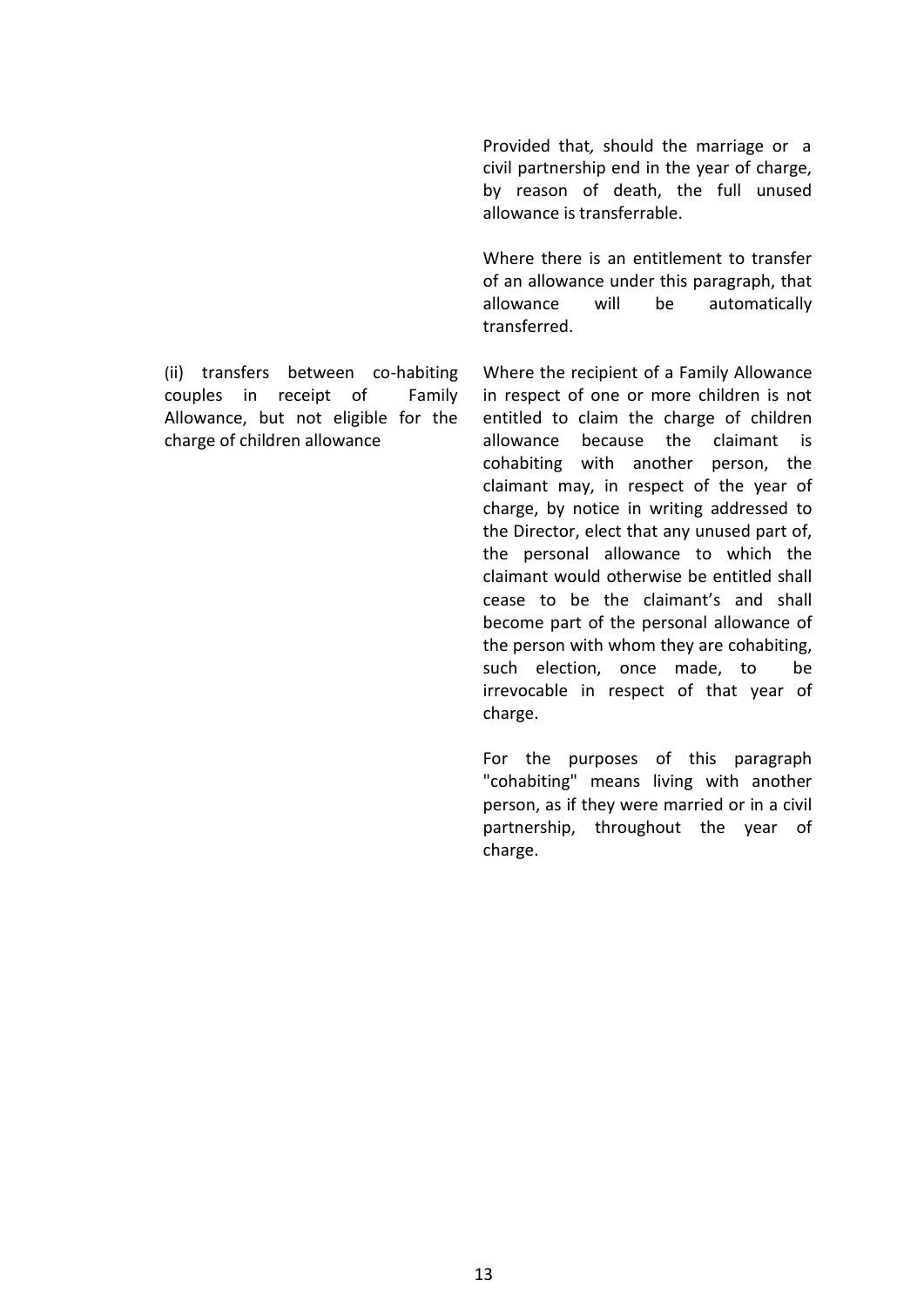| | |
|---|---|
| | Provided that, should the marriage or a civil partnership end in the year of charge, by reason of death, the full unused allowance is transferrable.<br><br>Where there is an entitlement to transfer of an allowance under this paragraph, that allowance will be automatically transferred. |
| (ii) transfers between co-habiting couples in receipt of Family Allowance, but not eligible for the charge of children allowance | Where the recipient of a Family Allowance in respect of one or more children is not entitled to claim the charge of children allowance because the claimant is cohabiting with another person, the claimant may, in respect of the year of charge, by notice in writing addressed to the Director, elect that any unused part of, the personal allowance to which the claimant would otherwise be entitled shall cease to be the claimant's and shall become part of the personal allowance of the person with whom they are cohabiting, such election, once made, to be irrevocable in respect of that year of charge.<br><br>For the purposes of this paragraph "cohabiting" means living with another person, as if they were married or in a civil partnership, throughout the year of charge. |